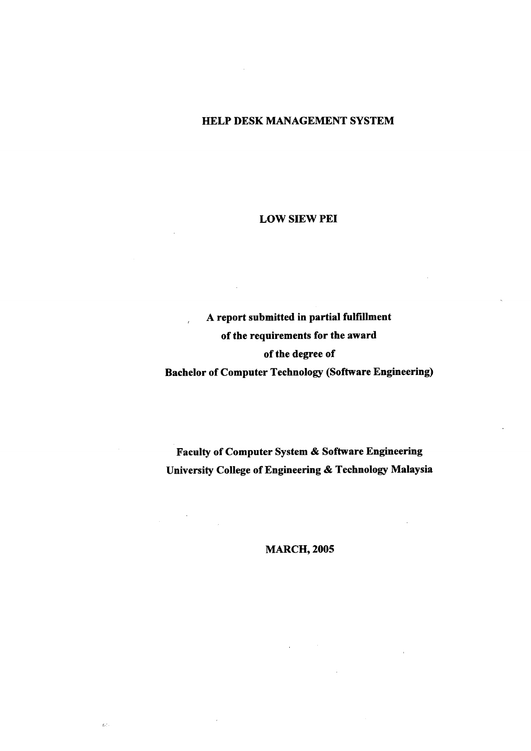# HELP DESK MANAGEMENT SYSTEM

**LOW SIEW PEI**

**A report submitted in partial fulfillment**
**of the requirements for the award**
**of the degree of**
**Bachelor of Computer Technology (Software Engineering)**

**Faculty of Computer System & Software Engineering**
**University College of Engineering & Technology Malaysia**

**MARCH, 2005**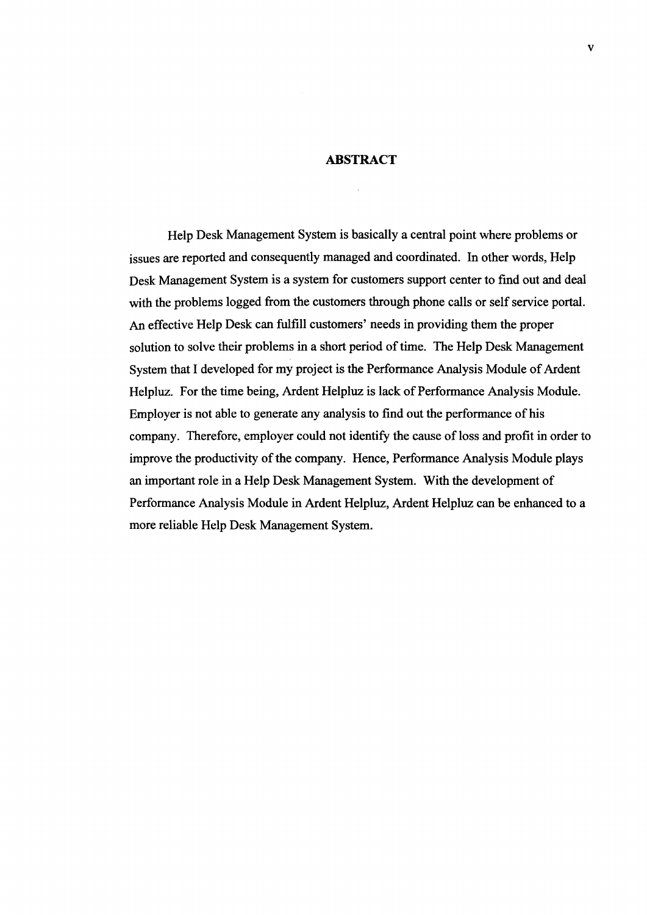# ABSTRACT

Help Desk Management System is basically a central point where problems or issues are reported and consequently managed and coordinated. In other words, Help Desk Management System is a system for customers support center to find out and deal with the problems logged from the customers through phone calls or self service portal. An effective Help Desk can fulfill customers' needs in providing them the proper solution to solve their problems in a short period of time. The Help Desk Management System that I developed for my project is the Performance Analysis Module of Ardent Helpluz. For the time being, Ardent Helpluz is lack of Performance Analysis Module. Employer is not able to generate any analysis to find out the performance of his company. Therefore, employer could not identify the cause of loss and profit in order to improve the productivity of the company. Hence, Performance Analysis Module plays an important role in a Help Desk Management System. With the development of Performance Analysis Module in Ardent Helpluz, Ardent Helpluz can be enhanced to a more reliable Help Desk Management System.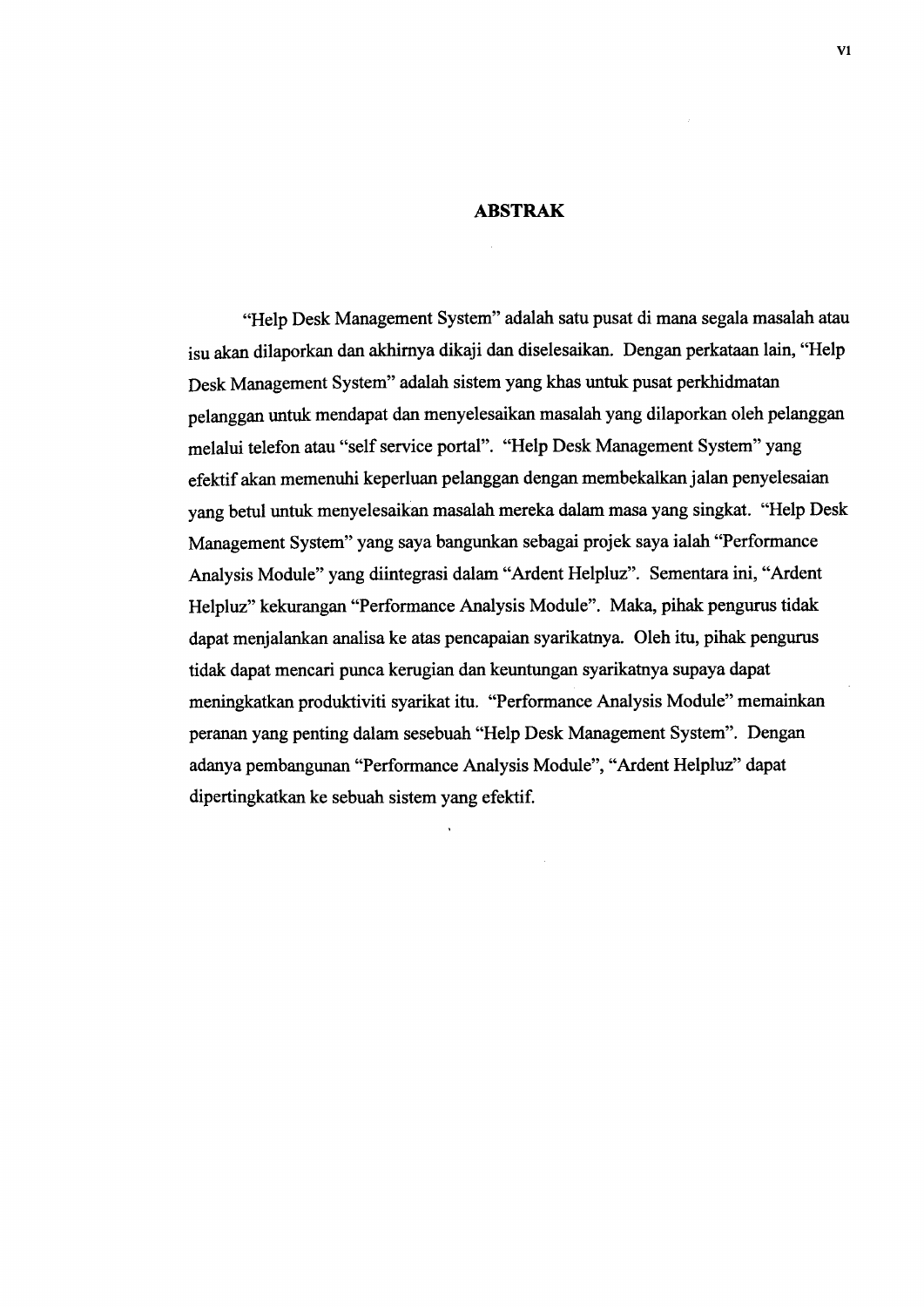# ABSTRAK

"Help Desk Management System" adalah satu pusat di mana segala masalah atau isu akan dilaporkan dan akhirnya dikaji dan diselesaikan. Dengan perkataan lain, "Help Desk Management System" adalah sistem yang khas untuk pusat perkhidmatan pelanggan untuk mendapat dan menyelesaikan masalah yang dilaporkan oleh pelanggan melalui telefon atau "self service portal". "Help Desk Management System" yang efektif akan memenuhi keperluan pelanggan dengan membekalkan jalan penyelesaian yang betul untuk menyelesaikan masalah mereka dalam masa yang singkat. "Help Desk Management System" yang saya bangunkan sebagai projek saya ialah "Performance Analysis Module" yang diintegrasi dalam "Ardent Helpluz". Sementara ini, "Ardent Helpluz" kekurangan "Performance Analysis Module". Maka, pihak pengurus tidak dapat menjalankan analisa ke atas pencapaian syarikatnya. Oleh itu, pihak pengurus tidak dapat mencari punca kerugian dan keuntungan syarikatnya supaya dapat meningkatkan produktiviti syarikat itu. "Performance Analysis Module" memainkan peranan yang penting dalam sesebuah "Help Desk Management System". Dengan adanya pembangunan "Performance Analysis Module", "Ardent Helpluz" dapat dipertingkatkan ke sebuah sistem yang efektif.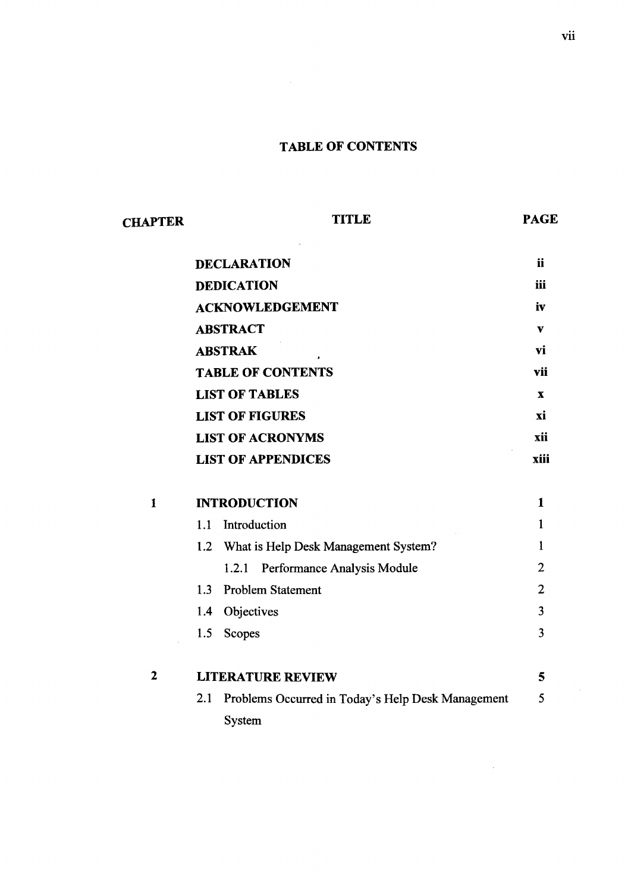# TABLE OF CONTENTS

| CHAPTER | TITLE | PAGE |
|---|---|---|
| | **DECLARATION** | **ii** |
| | **DEDICATION** | **iii** |
| | **ACKNOWLEDGEMENT** | **iv** |
| | **ABSTRACT** | **v** |
| | **ABSTRAK** | **vi** |
| | **TABLE OF CONTENTS** | **vii** |
| | **LIST OF TABLES** | **x** |
| | **LIST OF FIGURES** | **xi** |
| | **LIST OF ACRONYMS** | **xii** |
| | **LIST OF APPENDICES** | **xiii** |
| **1** | **INTRODUCTION** | **1** |
| | 1.1 Introduction | 1 |
| | 1.2 What is Help Desk Management System? | 1 |
| | 1.2.1 Performance Analysis Module | 2 |
| | 1.3 Problem Statement | 2 |
| | 1.4 Objectives | 3 |
| | 1.5 Scopes | 3 |
| **2** | **LITERATURE REVIEW** | **5** |
| | 2.1 Problems Occurred in Today's Help Desk Management System | 5 |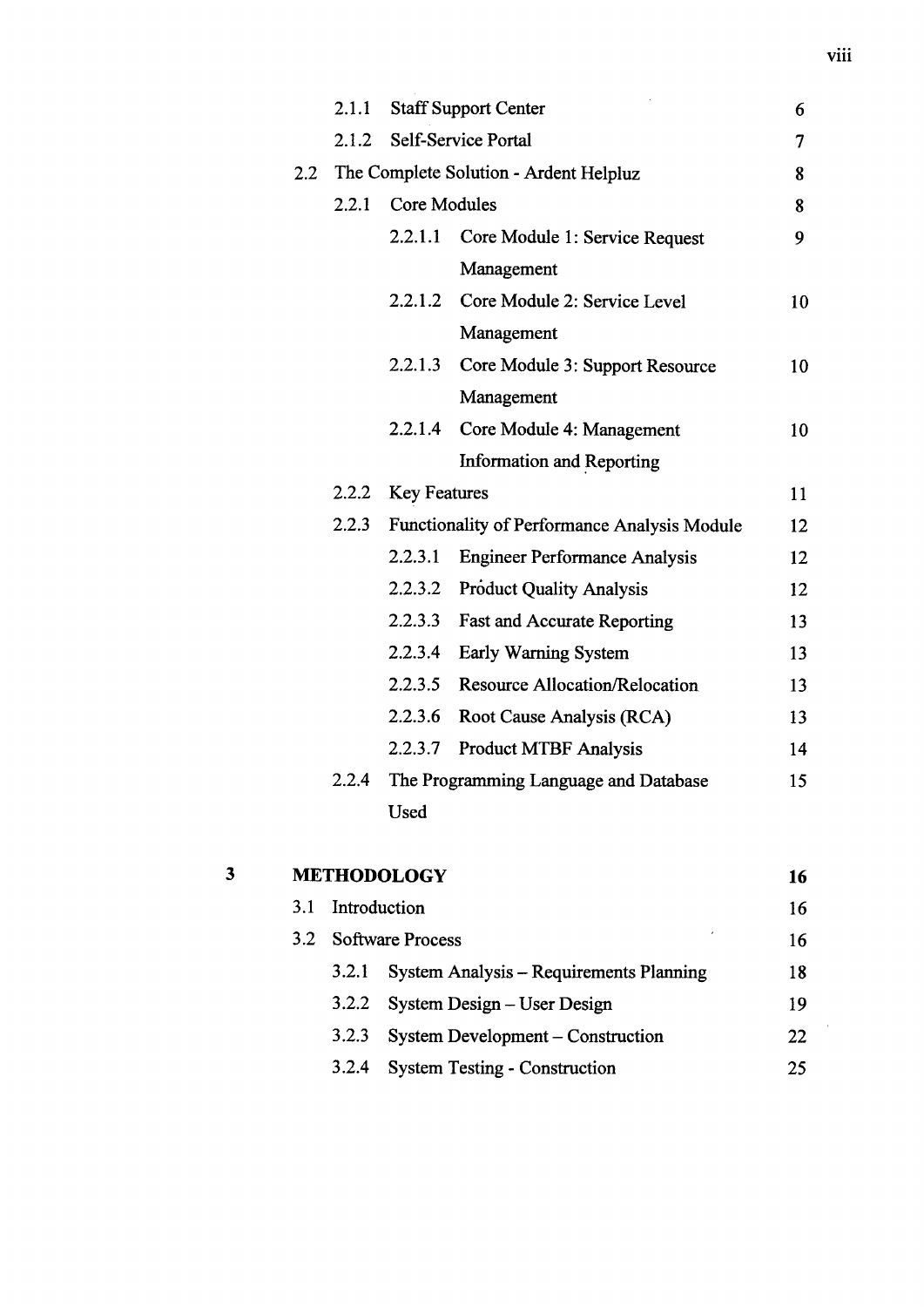| | | | |
|---|---|---|---|
| | 2.1.1 | Staff Support Center | 6 |
| | 2.1.2 | Self-Service Portal | 7 |
| 2.2 | | The Complete Solution - Ardent Helpluz | 8 |
| | 2.2.1 | Core Modules | 8 |
| | | 2.2.1.1 Core Module 1: Service Request Management | 9 |
| | | 2.2.1.2 Core Module 2: Service Level Management | 10 |
| | | 2.2.1.3 Core Module 3: Support Resource Management | 10 |
| | | 2.2.1.4 Core Module 4: Management Information and Reporting | 10 |
| | 2.2.2 | Key Features | 11 |
| | 2.2.3 | Functionality of Performance Analysis Module | 12 |
| | | 2.2.3.1 Engineer Performance Analysis | 12 |
| | | 2.2.3.2 Product Quality Analysis | 12 |
| | | 2.2.3.3 Fast and Accurate Reporting | 13 |
| | | 2.2.3.4 Early Warning System | 13 |
| | | 2.2.3.5 Resource Allocation/Relocation | 13 |
| | | 2.2.3.6 Root Cause Analysis (RCA) | 13 |
| | | 2.2.3.7 Product MTBF Analysis | 14 |
| | 2.2.4 | The Programming Language and Database Used | 15 |

| | | | |
|---|---|---|---|
| **3** | | **METHODOLOGY** | **16** |
| | 3.1 | Introduction | 16 |
| | 3.2 | Software Process | 16 |
| | | 3.2.1 System Analysis – Requirements Planning | 18 |
| | | 3.2.2 System Design – User Design | 19 |
| | | 3.2.3 System Development – Construction | 22 |
| | | 3.2.4 System Testing - Construction | 25 |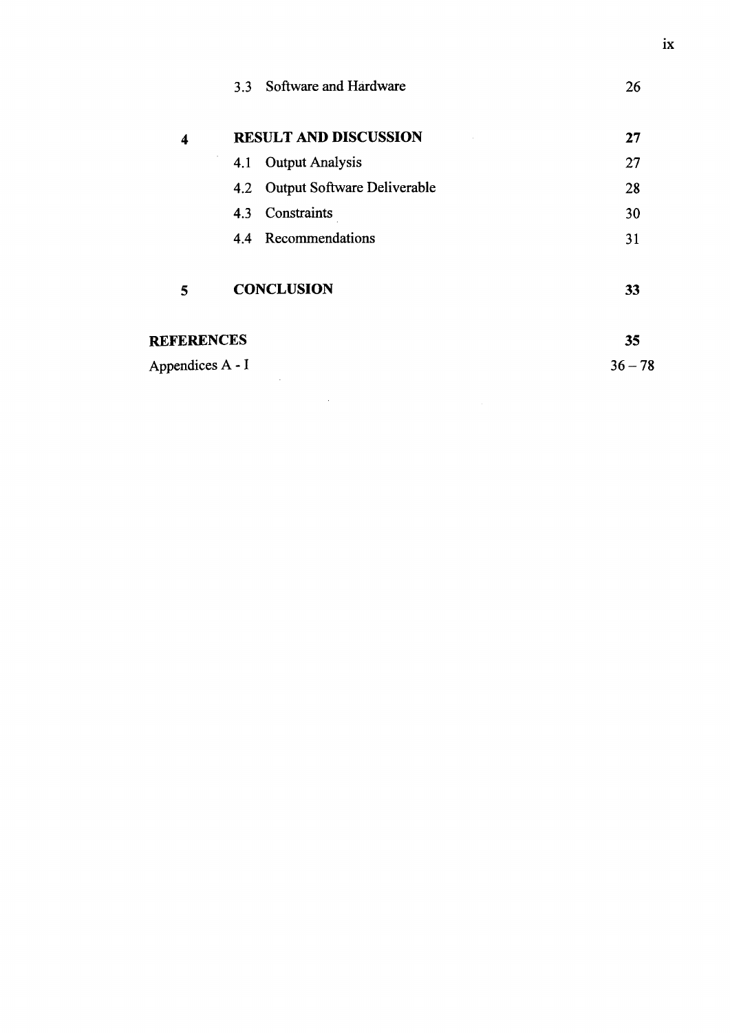| | | |
|---|---|---|
| | 3.3 Software and Hardware | 26 |
| **4** | **RESULT AND DISCUSSION** | **27** |
| | 4.1 Output Analysis | 27 |
| | 4.2 Output Software Deliverable | 28 |
| | 4.3 Constraints | 30 |
| | 4.4 Recommendations | 31 |
| **5** | **CONCLUSION** | **33** |
| **REFERENCES** | | **35** |
| Appendices A - I | | 36 – 78 |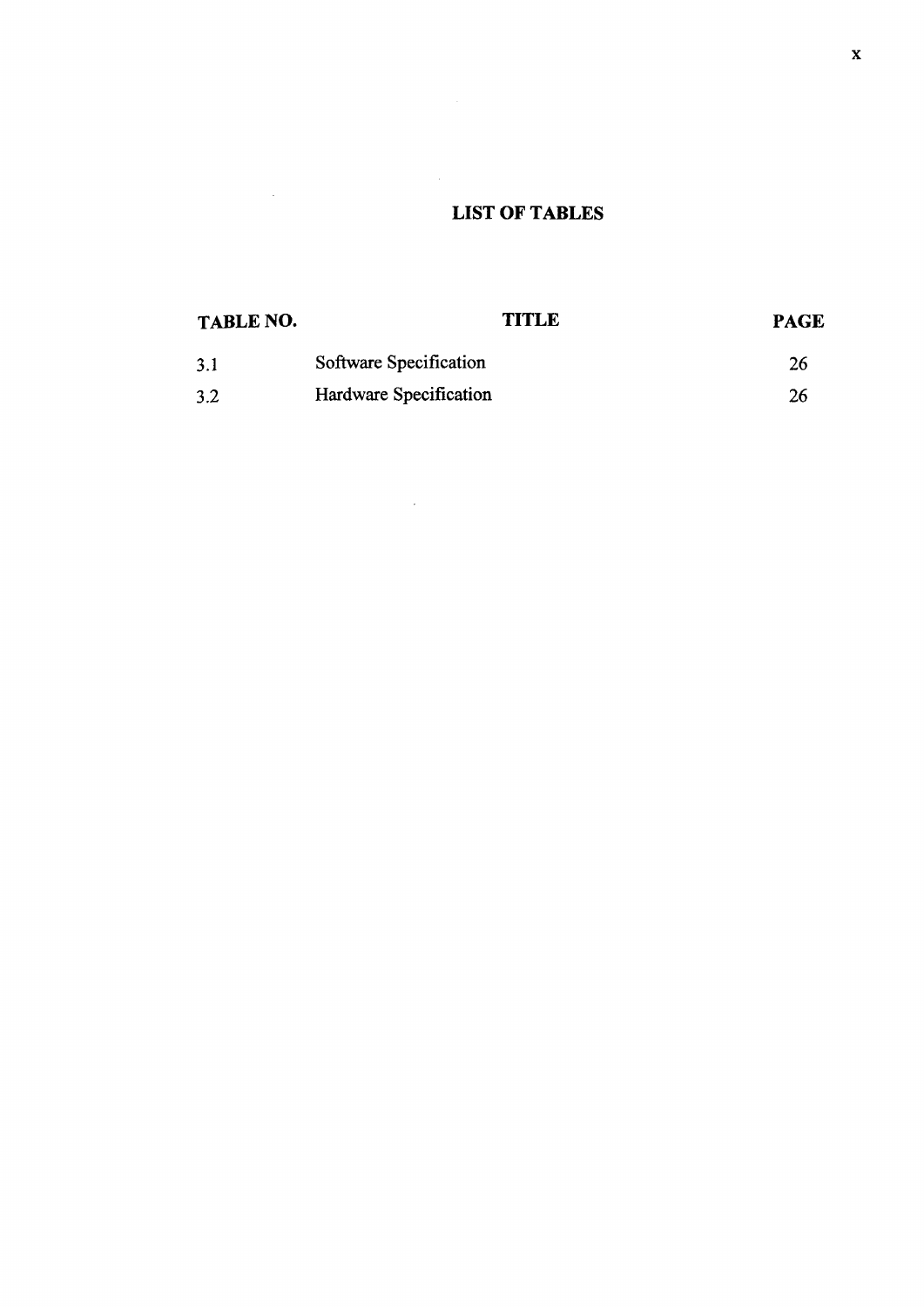# LIST OF TABLES

| TABLE NO. | TITLE | PAGE |
|---|---|---|
| 3.1 | Software Specification | 26 |
| 3.2 | Hardware Specification | 26 |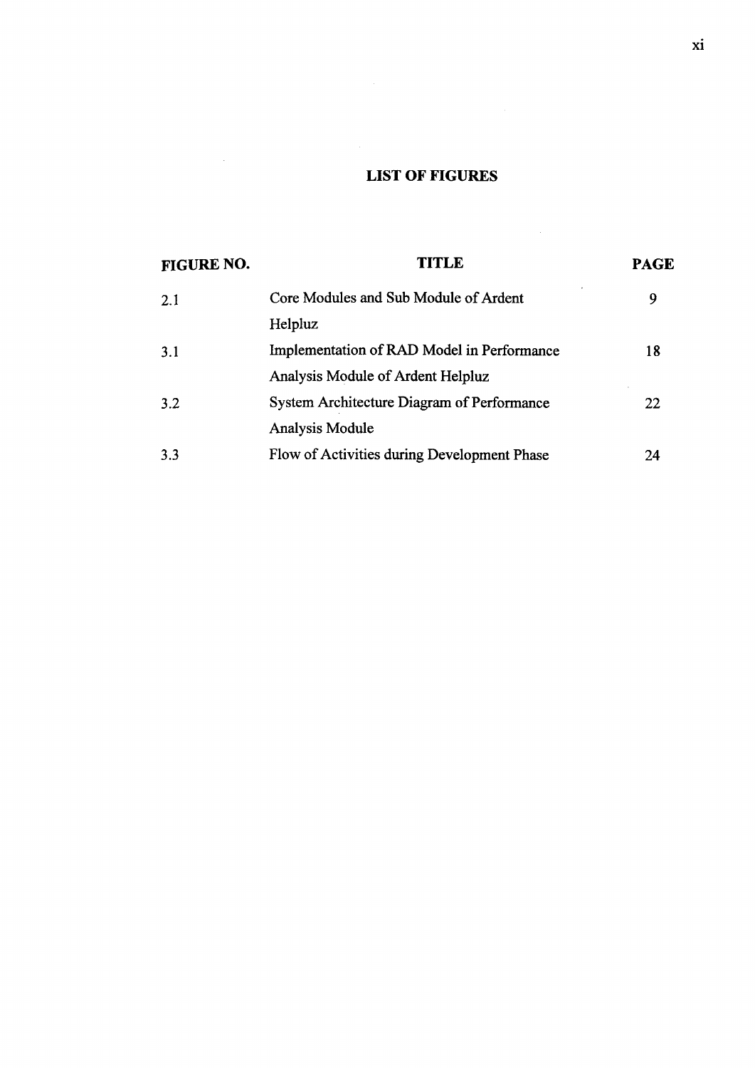# LIST OF FIGURES

| FIGURE NO. | TITLE | PAGE |
| --- | --- | --- |
| 2.1 | Core Modules and Sub Module of Ardent Helpluz | 9 |
| 3.1 | Implementation of RAD Model in Performance Analysis Module of Ardent Helpluz | 18 |
| 3.2 | System Architecture Diagram of Performance Analysis Module | 22 |
| 3.3 | Flow of Activities during Development Phase | 24 |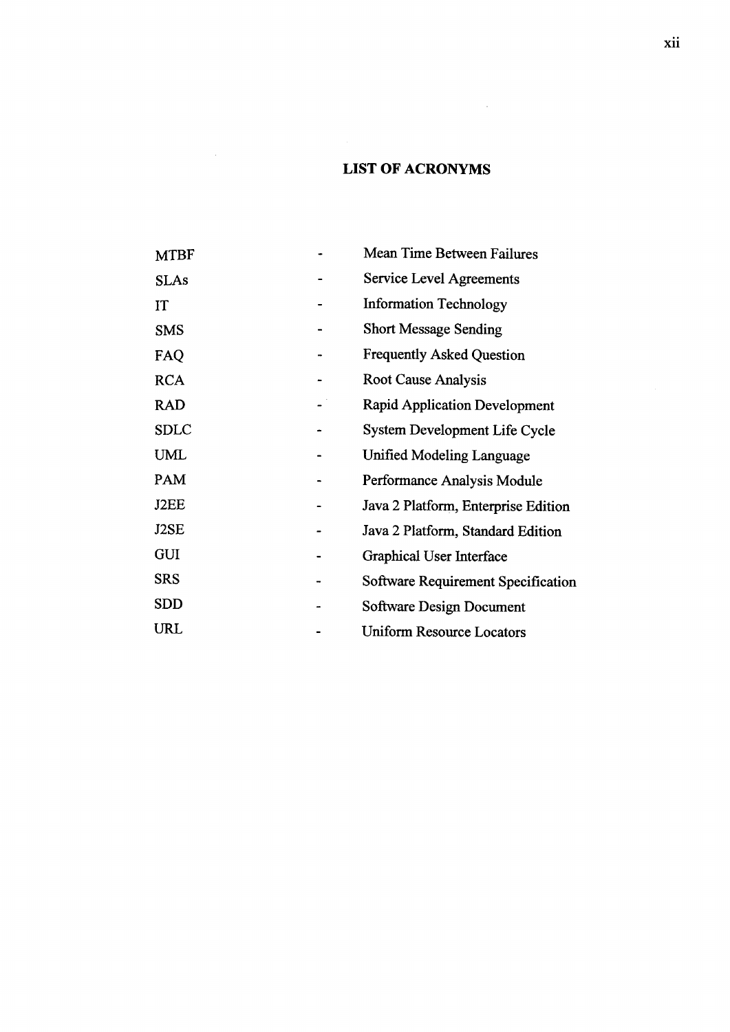# LIST OF ACRONYMS

| | | |
|---|---|---|
| MTBF | - | Mean Time Between Failures |
| SLAs | - | Service Level Agreements |
| IT | - | Information Technology |
| SMS | - | Short Message Sending |
| FAQ | - | Frequently Asked Question |
| RCA | - | Root Cause Analysis |
| RAD | - | Rapid Application Development |
| SDLC | - | System Development Life Cycle |
| UML | - | Unified Modeling Language |
| PAM | - | Performance Analysis Module |
| J2EE | - | Java 2 Platform, Enterprise Edition |
| J2SE | - | Java 2 Platform, Standard Edition |
| GUI | - | Graphical User Interface |
| SRS | - | Software Requirement Specification |
| SDD | - | Software Design Document |
| URL | - | Uniform Resource Locators |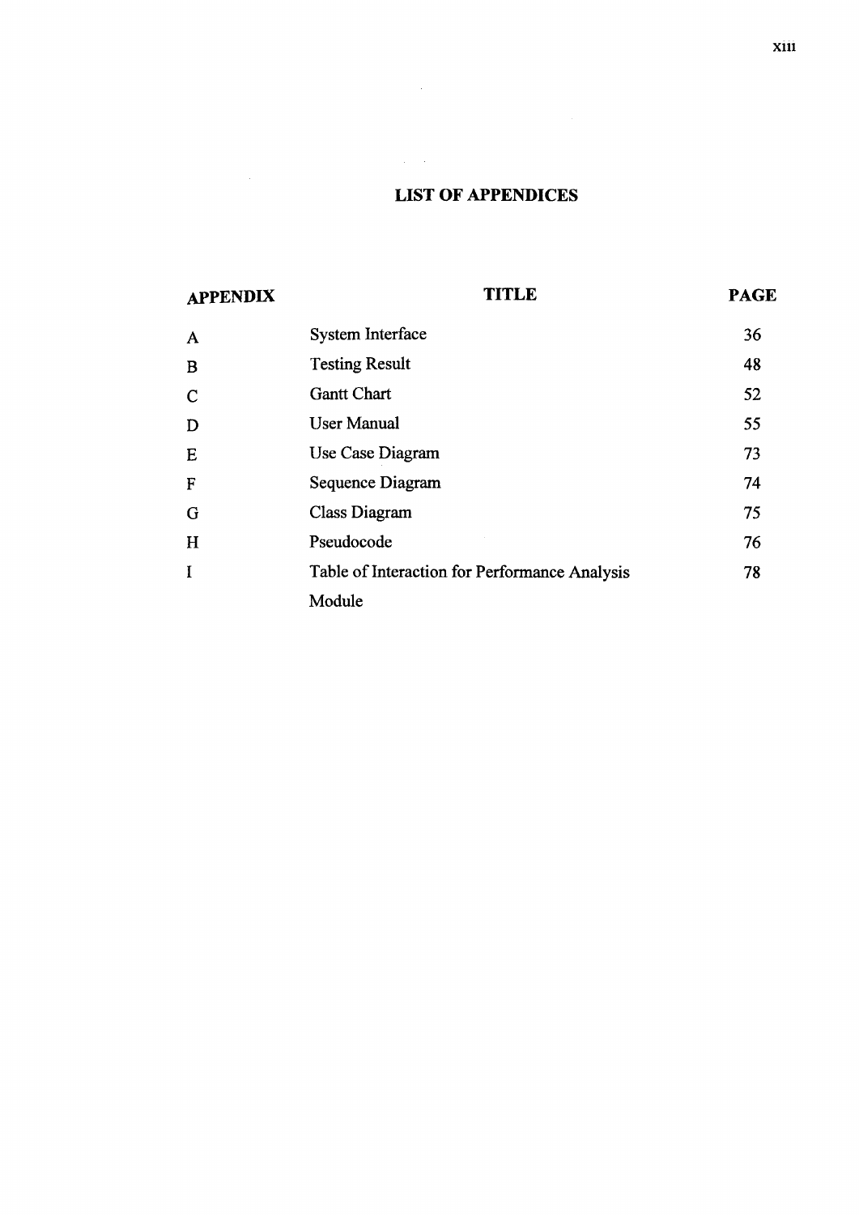# LIST OF APPENDICES

| APPENDIX | TITLE | PAGE |
|---|---|---|
| A | System Interface | 36 |
| B | Testing Result | 48 |
| C | Gantt Chart | 52 |
| D | User Manual | 55 |
| E | Use Case Diagram | 73 |
| F | Sequence Diagram | 74 |
| G | Class Diagram | 75 |
| H | Pseudocode | 76 |
| I | Table of Interaction for Performance Analysis Module | 78 |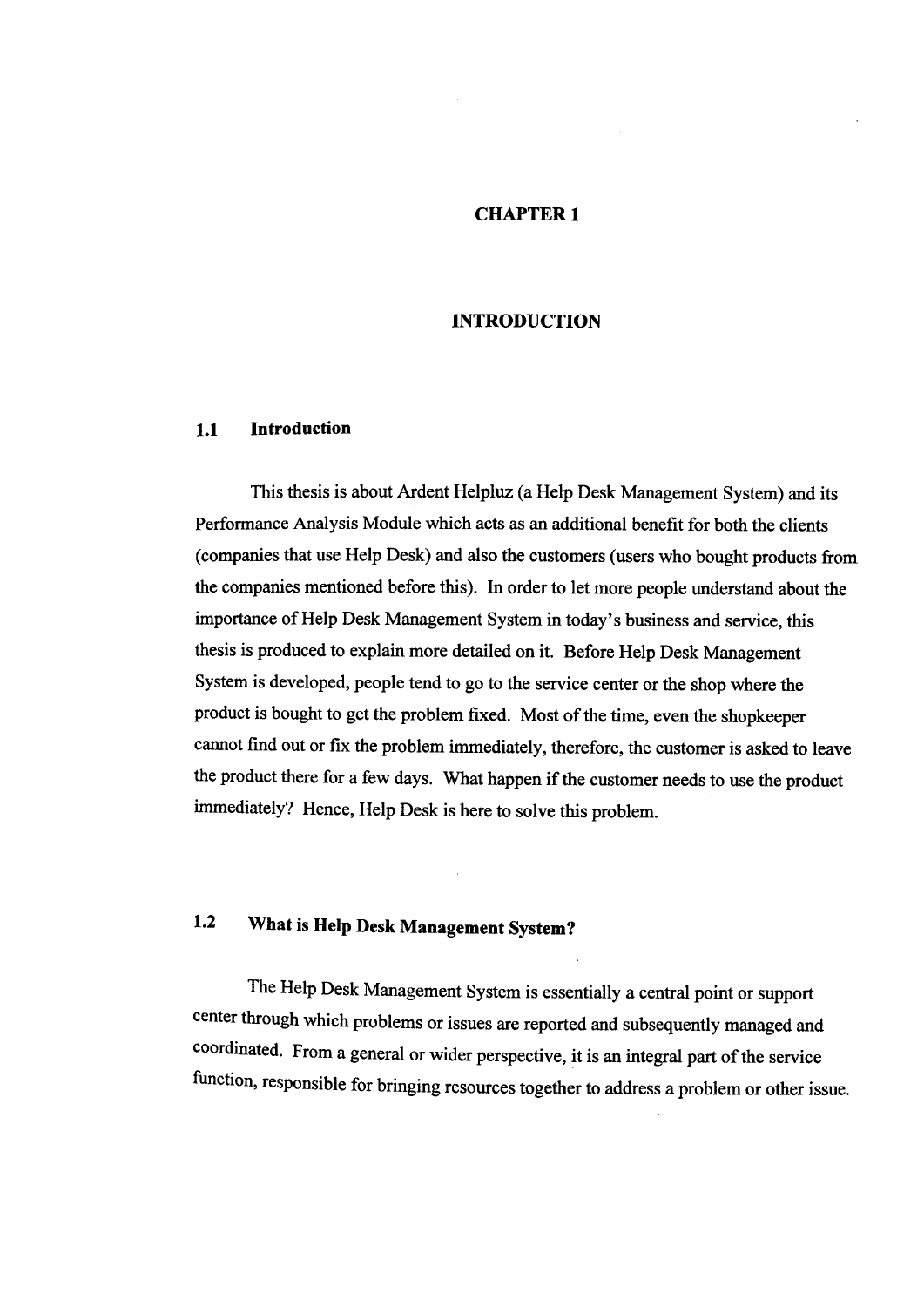# CHAPTER 1

# INTRODUCTION

## 1.1 Introduction

This thesis is about Ardent Helpluz (a Help Desk Management System) and its Performance Analysis Module which acts as an additional benefit for both the clients (companies that use Help Desk) and also the customers (users who bought products from the companies mentioned before this). In order to let more people understand about the importance of Help Desk Management System in today's business and service, this thesis is produced to explain more detailed on it. Before Help Desk Management System is developed, people tend to go to the service center or the shop where the product is bought to get the problem fixed. Most of the time, even the shopkeeper cannot find out or fix the problem immediately, therefore, the customer is asked to leave the product there for a few days. What happen if the customer needs to use the product immediately? Hence, Help Desk is here to solve this problem.

## 1.2 What is Help Desk Management System?

The Help Desk Management System is essentially a central point or support center through which problems or issues are reported and subsequently managed and coordinated. From a general or wider perspective, it is an integral part of the service function, responsible for bringing resources together to address a problem or other issue.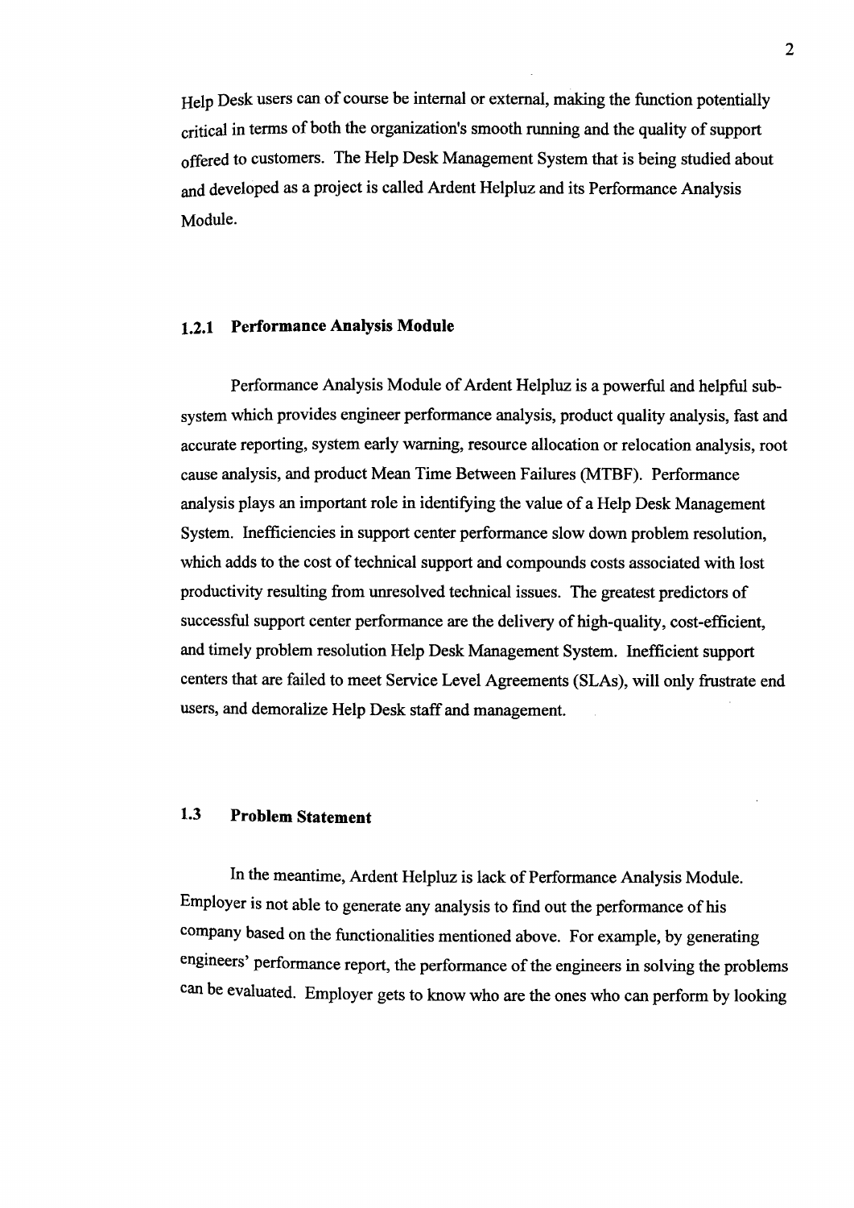Help Desk users can of course be internal or external, making the function potentially critical in terms of both the organization's smooth running and the quality of support offered to customers. The Help Desk Management System that is being studied about and developed as a project is called Ardent Helpluz and its Performance Analysis Module.

### 1.2.1 Performance Analysis Module

Performance Analysis Module of Ardent Helpluz is a powerful and helpful sub-system which provides engineer performance analysis, product quality analysis, fast and accurate reporting, system early warning, resource allocation or relocation analysis, root cause analysis, and product Mean Time Between Failures (MTBF). Performance analysis plays an important role in identifying the value of a Help Desk Management System. Inefficiencies in support center performance slow down problem resolution, which adds to the cost of technical support and compounds costs associated with lost productivity resulting from unresolved technical issues. The greatest predictors of successful support center performance are the delivery of high-quality, cost-efficient, and timely problem resolution Help Desk Management System. Inefficient support centers that are failed to meet Service Level Agreements (SLAs), will only frustrate end users, and demoralize Help Desk staff and management.

## 1.3 Problem Statement

In the meantime, Ardent Helpluz is lack of Performance Analysis Module. Employer is not able to generate any analysis to find out the performance of his company based on the functionalities mentioned above. For example, by generating engineers' performance report, the performance of the engineers in solving the problems can be evaluated. Employer gets to know who are the ones who can perform by looking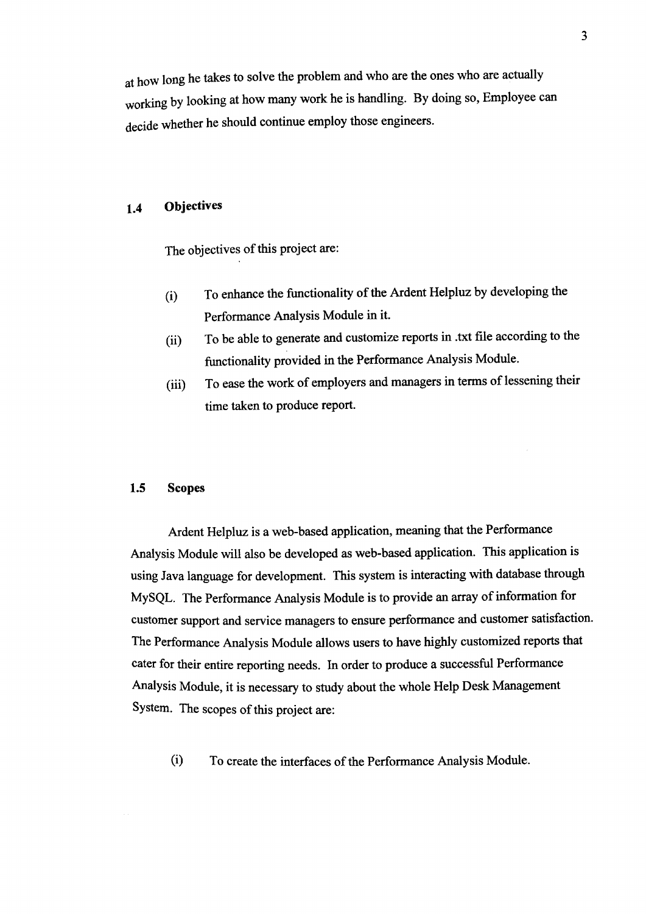at how long he takes to solve the problem and who are the ones who are actually working by looking at how many work he is handling. By doing so, Employee can decide whether he should continue employ those engineers.

## 1.4 Objectives

The objectives of this project are:

(i) To enhance the functionality of the Ardent Helpluz by developing the Performance Analysis Module in it.

(ii) To be able to generate and customize reports in .txt file according to the functionality provided in the Performance Analysis Module.

(iii) To ease the work of employers and managers in terms of lessening their time taken to produce report.

## 1.5 Scopes

Ardent Helpluz is a web-based application, meaning that the Performance Analysis Module will also be developed as web-based application. This application is using Java language for development. This system is interacting with database through MySQL. The Performance Analysis Module is to provide an array of information for customer support and service managers to ensure performance and customer satisfaction. The Performance Analysis Module allows users to have highly customized reports that cater for their entire reporting needs. In order to produce a successful Performance Analysis Module, it is necessary to study about the whole Help Desk Management System. The scopes of this project are:

(i) To create the interfaces of the Performance Analysis Module.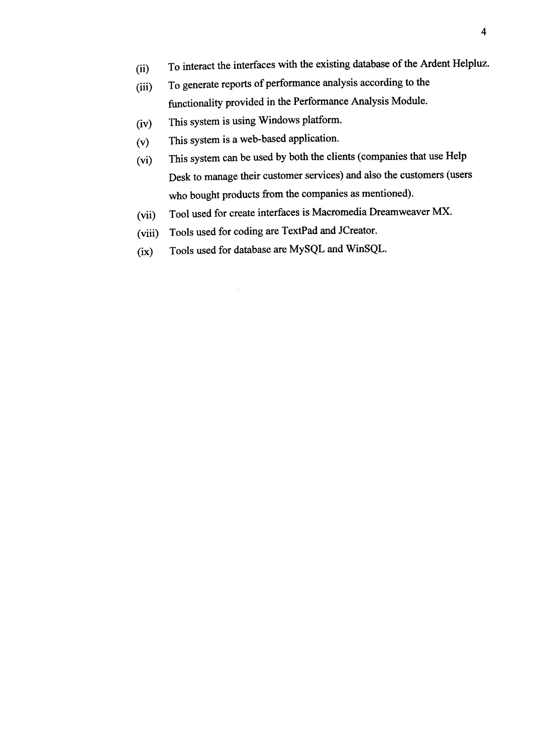(ii) To interact the interfaces with the existing database of the Ardent Helpluz.

(iii) To generate reports of performance analysis according to the functionality provided in the Performance Analysis Module.

(iv) This system is using Windows platform.

(v) This system is a web-based application.

(vi) This system can be used by both the clients (companies that use Help Desk to manage their customer services) and also the customers (users who bought products from the companies as mentioned).

(vii) Tool used for create interfaces is Macromedia Dreamweaver MX.

(viii) Tools used for coding are TextPad and JCreator.

(ix) Tools used for database are MySQL and WinSQL.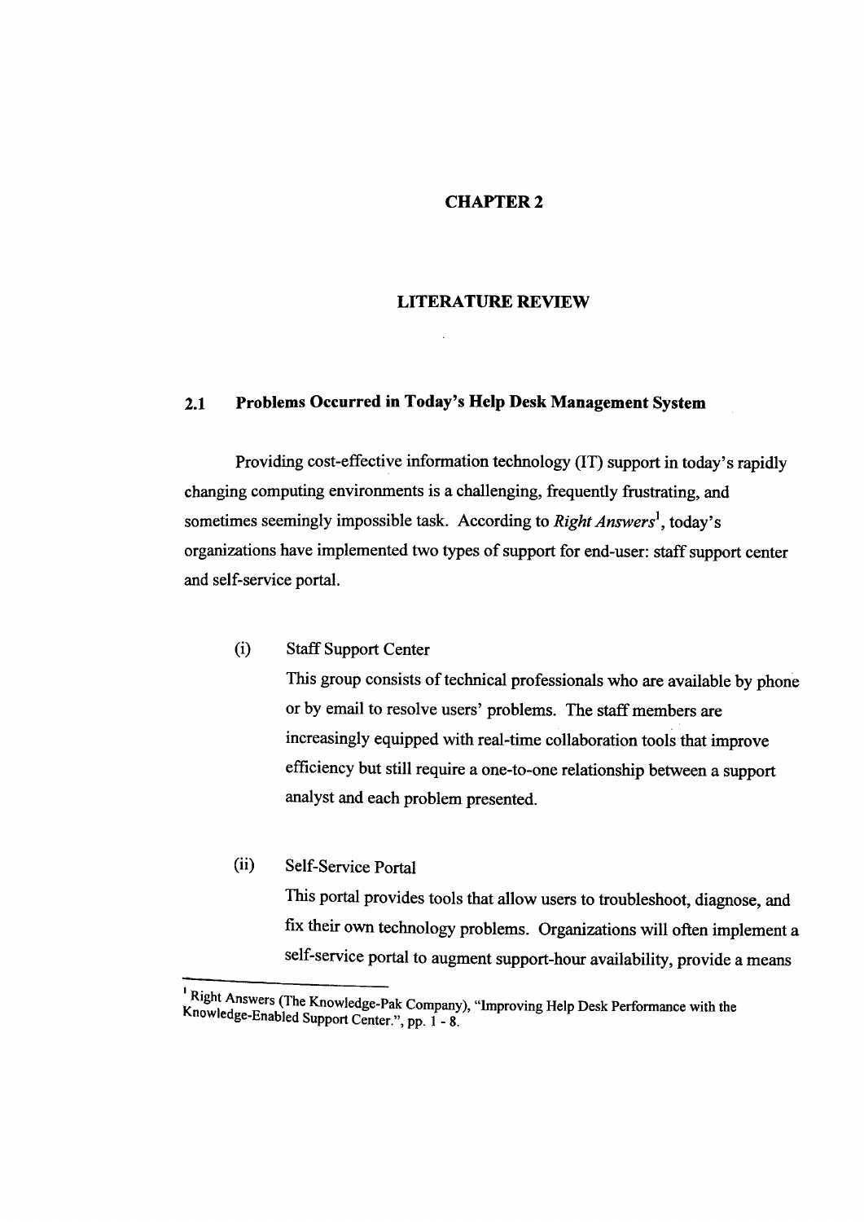# CHAPTER 2

# LITERATURE REVIEW

## 2.1 Problems Occurred in Today's Help Desk Management System

Providing cost-effective information technology (IT) support in today's rapidly changing computing environments is a challenging, frequently frustrating, and sometimes seemingly impossible task. According to *Right Answers*[1], today's organizations have implemented two types of support for end-user: staff support center and self-service portal.

(i) Staff Support Center

This group consists of technical professionals who are available by phone or by email to resolve users' problems. The staff members are increasingly equipped with real-time collaboration tools that improve efficiency but still require a one-to-one relationship between a support analyst and each problem presented.

(ii) Self-Service Portal

This portal provides tools that allow users to troubleshoot, diagnose, and fix their own technology problems. Organizations will often implement a self-service portal to augment support-hour availability, provide a means

---

[1] Right Answers (The Knowledge-Pak Company), "Improving Help Desk Performance with the Knowledge-Enabled Support Center.", pp. 1 - 8.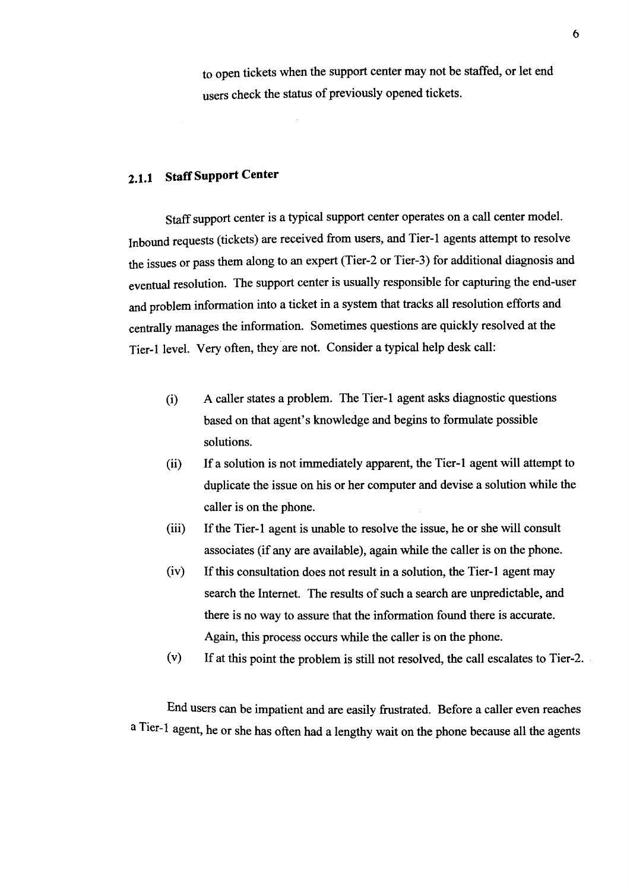to open tickets when the support center may not be staffed, or let end users check the status of previously opened tickets.

### 2.1.1 Staff Support Center

Staff support center is a typical support center operates on a call center model. Inbound requests (tickets) are received from users, and Tier-1 agents attempt to resolve the issues or pass them along to an expert (Tier-2 or Tier-3) for additional diagnosis and eventual resolution. The support center is usually responsible for capturing the end-user and problem information into a ticket in a system that tracks all resolution efforts and centrally manages the information. Sometimes questions are quickly resolved at the Tier-1 level. Very often, they are not. Consider a typical help desk call:

(i) A caller states a problem. The Tier-1 agent asks diagnostic questions based on that agent's knowledge and begins to formulate possible solutions.

(ii) If a solution is not immediately apparent, the Tier-1 agent will attempt to duplicate the issue on his or her computer and devise a solution while the caller is on the phone.

(iii) If the Tier-1 agent is unable to resolve the issue, he or she will consult associates (if any are available), again while the caller is on the phone.

(iv) If this consultation does not result in a solution, the Tier-1 agent may search the Internet. The results of such a search are unpredictable, and there is no way to assure that the information found there is accurate. Again, this process occurs while the caller is on the phone.

(v) If at this point the problem is still not resolved, the call escalates to Tier-2.

End users can be impatient and are easily frustrated. Before a caller even reaches a Tier-1 agent, he or she has often had a lengthy wait on the phone because all the agents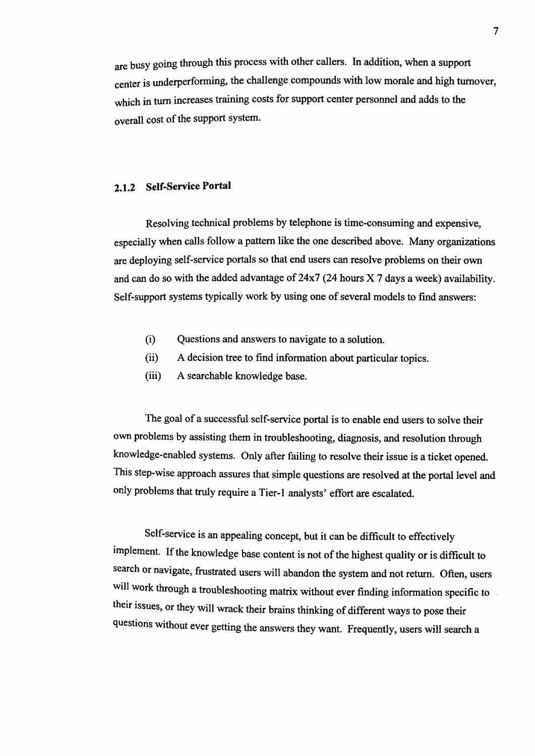are busy going through this process with other callers. In addition, when a support center is underperforming, the challenge compounds with low morale and high turnover, which in turn increases training costs for support center personnel and adds to the overall cost of the support system.

### 2.1.2 Self-Service Portal

Resolving technical problems by telephone is time-consuming and expensive, especially when calls follow a pattern like the one described above. Many organizations are deploying self-service portals so that end users can resolve problems on their own and can do so with the added advantage of 24x7 (24 hours X 7 days a week) availability. Self-support systems typically work by using one of several models to find answers:

(i) Questions and answers to navigate to a solution.

(ii) A decision tree to find information about particular topics.

(iii) A searchable knowledge base.

The goal of a successful self-service portal is to enable end users to solve their own problems by assisting them in troubleshooting, diagnosis, and resolution through knowledge-enabled systems. Only after failing to resolve their issue is a ticket opened. This step-wise approach assures that simple questions are resolved at the portal level and only problems that truly require a Tier-1 analysts' effort are escalated.

Self-service is an appealing concept, but it can be difficult to effectively implement. If the knowledge base content is not of the highest quality or is difficult to search or navigate, frustrated users will abandon the system and not return. Often, users will work through a troubleshooting matrix without ever finding information specific to their issues, or they will wrack their brains thinking of different ways to pose their questions without ever getting the answers they want. Frequently, users will search a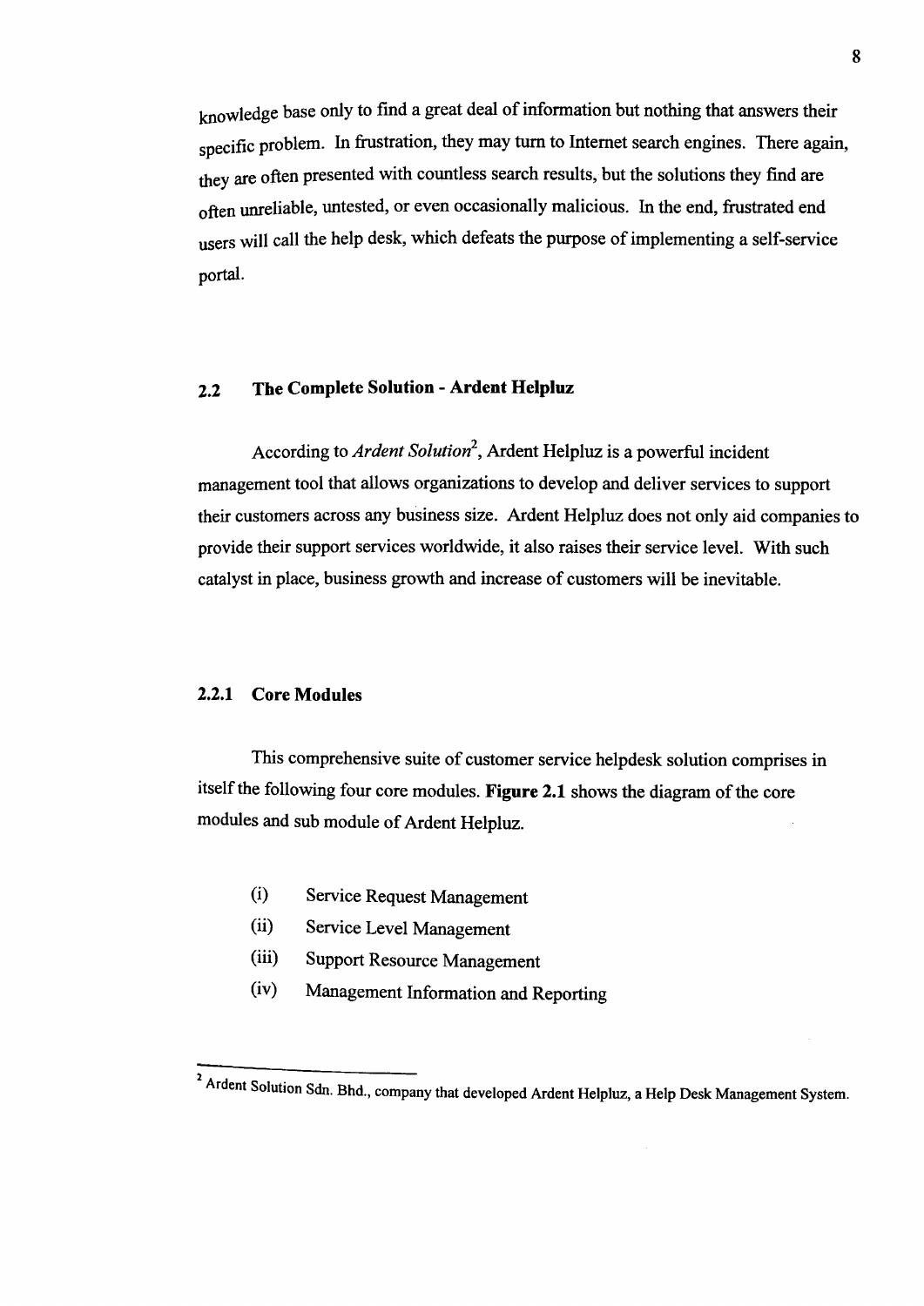knowledge base only to find a great deal of information but nothing that answers their specific problem. In frustration, they may turn to Internet search engines. There again, they are often presented with countless search results, but the solutions they find are often unreliable, untested, or even occasionally malicious. In the end, frustrated end users will call the help desk, which defeats the purpose of implementing a self-service portal.

## 2.2 The Complete Solution - Ardent Helpluz

According to *Ardent Solution*[2], Ardent Helpluz is a powerful incident management tool that allows organizations to develop and deliver services to support their customers across any business size. Ardent Helpluz does not only aid companies to provide their support services worldwide, it also raises their service level. With such catalyst in place, business growth and increase of customers will be inevitable.

### 2.2.1 Core Modules

This comprehensive suite of customer service helpdesk solution comprises in itself the following four core modules. **Figure 2.1** shows the diagram of the core modules and sub module of Ardent Helpluz.

(i) Service Request Management
(ii) Service Level Management
(iii) Support Resource Management
(iv) Management Information and Reporting

---

[2] Ardent Solution Sdn. Bhd., company that developed Ardent Helpluz, a Help Desk Management System.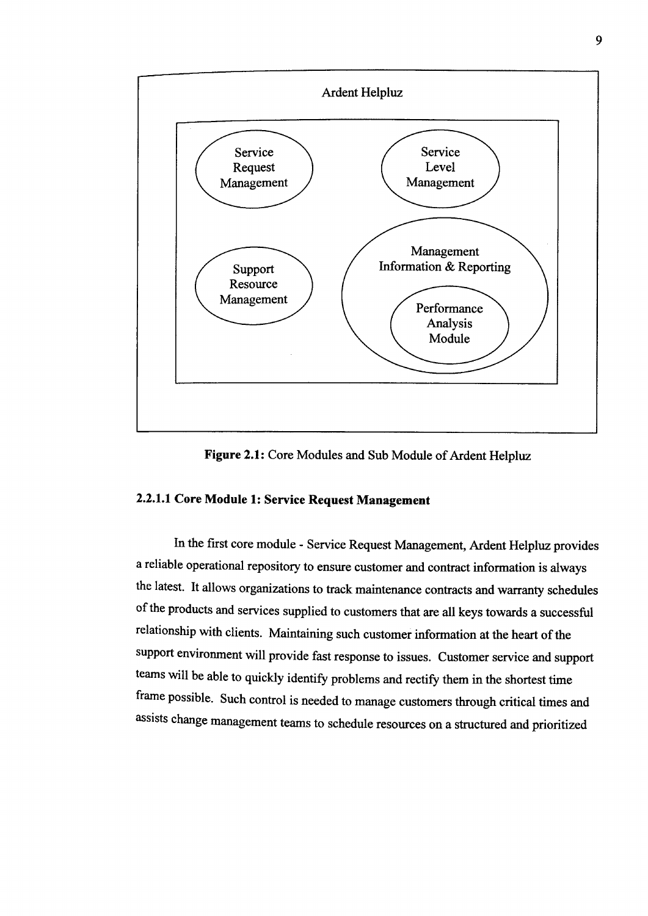**Figure 2.1:** Core Modules and Sub Module of Ardent Helpluz

#### 2.2.1.1 Core Module 1: Service Request Management

In the first core module - Service Request Management, Ardent Helpluz provides a reliable operational repository to ensure customer and contract information is always the latest. It allows organizations to track maintenance contracts and warranty schedules of the products and services supplied to customers that are all keys towards a successful relationship with clients. Maintaining such customer information at the heart of the support environment will provide fast response to issues. Customer service and support teams will be able to quickly identify problems and rectify them in the shortest time frame possible. Such control is needed to manage customers through critical times and assists change management teams to schedule resources on a structured and prioritized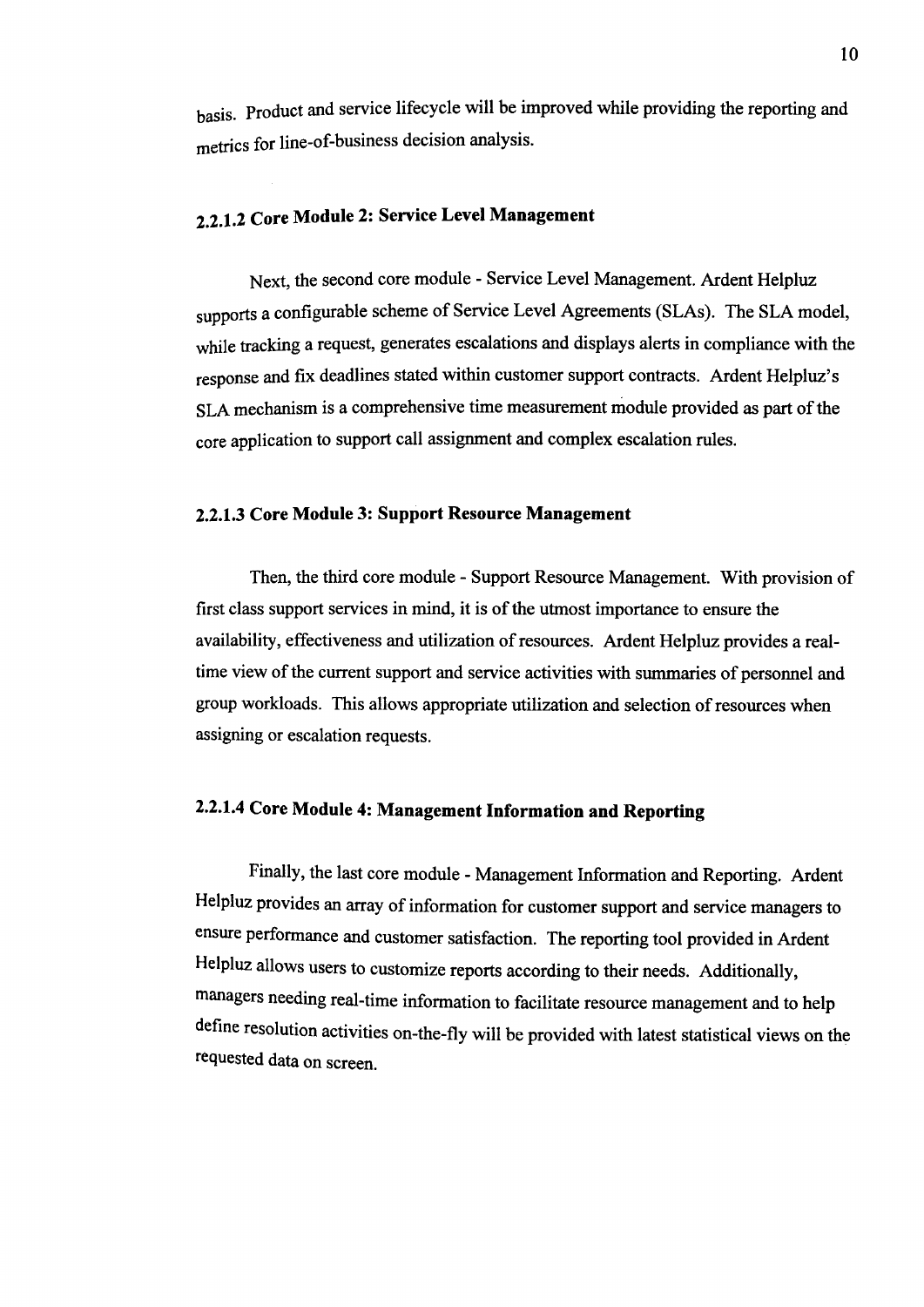basis. Product and service lifecycle will be improved while providing the reporting and metrics for line-of-business decision analysis.

#### 2.2.1.2 Core Module 2: Service Level Management

Next, the second core module - Service Level Management. Ardent Helpluz supports a configurable scheme of Service Level Agreements (SLAs). The SLA model, while tracking a request, generates escalations and displays alerts in compliance with the response and fix deadlines stated within customer support contracts. Ardent Helpluz's SLA mechanism is a comprehensive time measurement module provided as part of the core application to support call assignment and complex escalation rules.

#### 2.2.1.3 Core Module 3: Support Resource Management

Then, the third core module - Support Resource Management. With provision of first class support services in mind, it is of the utmost importance to ensure the availability, effectiveness and utilization of resources. Ardent Helpluz provides a real-time view of the current support and service activities with summaries of personnel and group workloads. This allows appropriate utilization and selection of resources when assigning or escalation requests.

#### 2.2.1.4 Core Module 4: Management Information and Reporting

Finally, the last core module - Management Information and Reporting. Ardent Helpluz provides an array of information for customer support and service managers to ensure performance and customer satisfaction. The reporting tool provided in Ardent Helpluz allows users to customize reports according to their needs. Additionally, managers needing real-time information to facilitate resource management and to help define resolution activities on-the-fly will be provided with latest statistical views on the requested data on screen.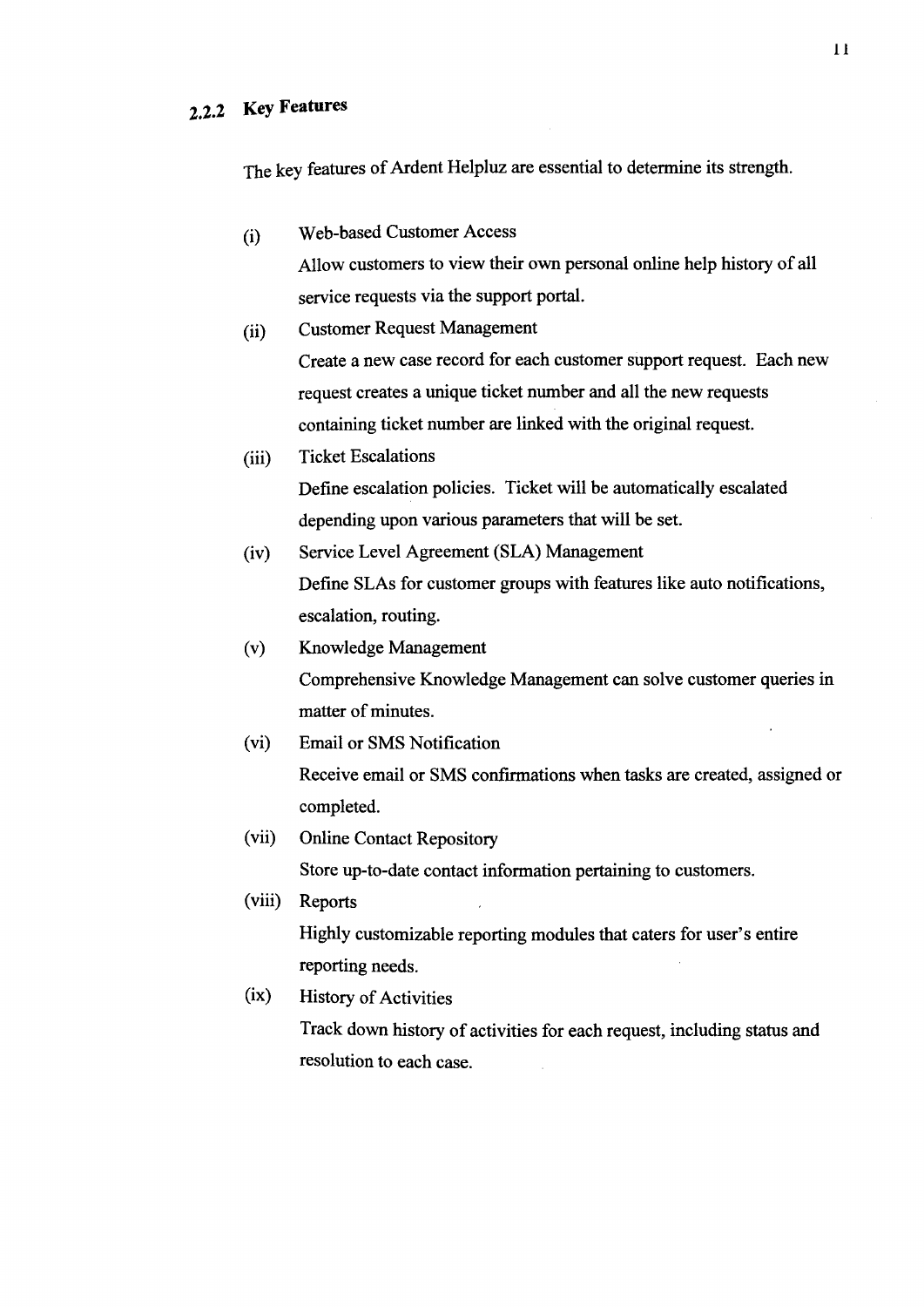### 2.2.2 Key Features

The key features of Ardent Helpluz are essential to determine its strength.

(i) Web-based Customer Access

Allow customers to view their own personal online help history of all service requests via the support portal.

(ii) Customer Request Management

Create a new case record for each customer support request. Each new request creates a unique ticket number and all the new requests containing ticket number are linked with the original request.

(iii) Ticket Escalations

Define escalation policies. Ticket will be automatically escalated depending upon various parameters that will be set.

(iv) Service Level Agreement (SLA) Management

Define SLAs for customer groups with features like auto notifications, escalation, routing.

(v) Knowledge Management

Comprehensive Knowledge Management can solve customer queries in matter of minutes.

(vi) Email or SMS Notification

Receive email or SMS confirmations when tasks are created, assigned or completed.

(vii) Online Contact Repository

Store up-to-date contact information pertaining to customers.

(viii) Reports

Highly customizable reporting modules that caters for user's entire reporting needs.

(ix) History of Activities

Track down history of activities for each request, including status and resolution to each case.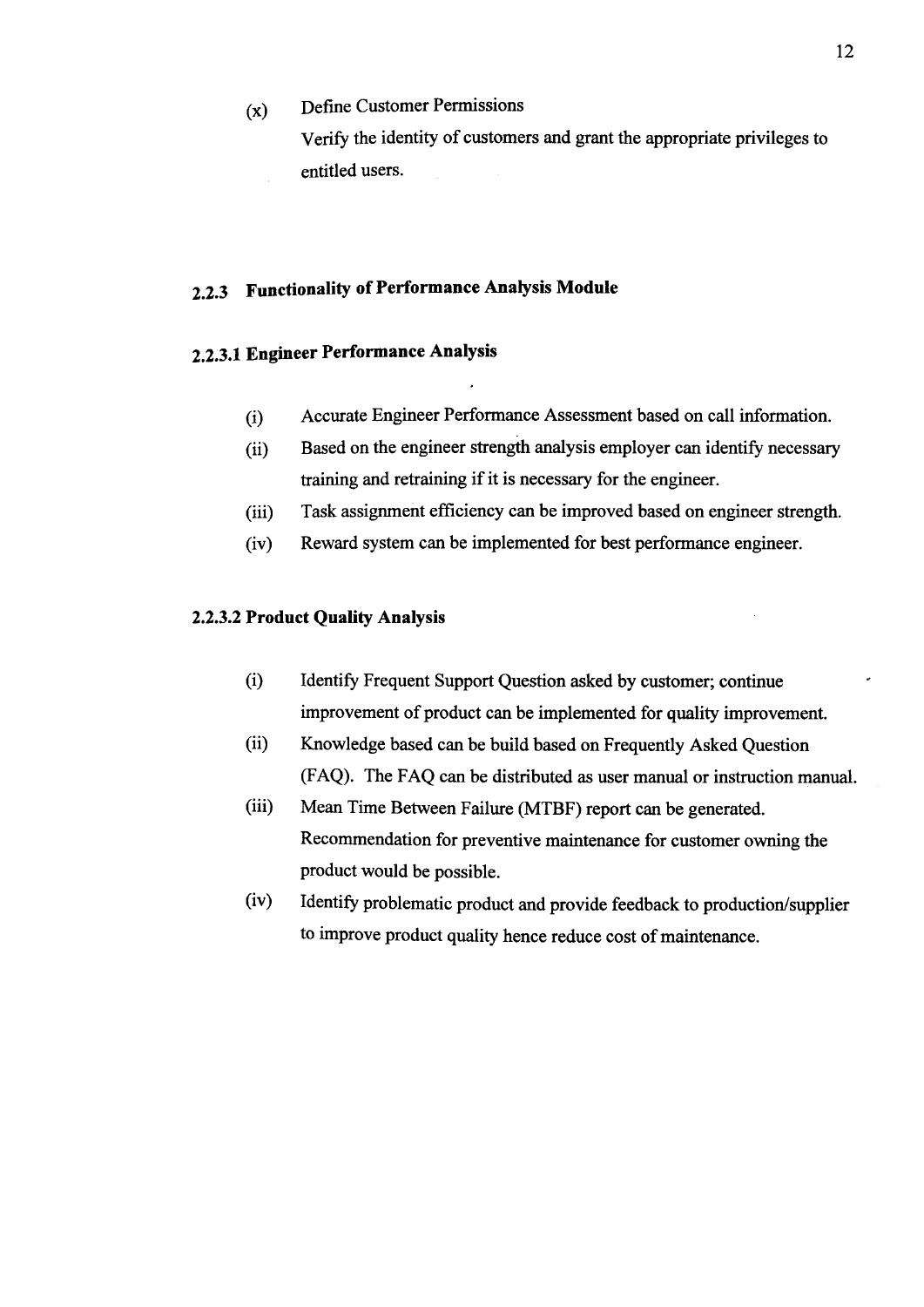(x) Define Customer Permissions

Verify the identity of customers and grant the appropriate privileges to entitled users.

### 2.2.3 Functionality of Performance Analysis Module

#### 2.2.3.1 Engineer Performance Analysis

(i) Accurate Engineer Performance Assessment based on call information.

(ii) Based on the engineer strength analysis employer can identify necessary training and retraining if it is necessary for the engineer.

(iii) Task assignment efficiency can be improved based on engineer strength.

(iv) Reward system can be implemented for best performance engineer.

#### 2.2.3.2 Product Quality Analysis

(i) Identify Frequent Support Question asked by customer; continue improvement of product can be implemented for quality improvement.

(ii) Knowledge based can be build based on Frequently Asked Question (FAQ). The FAQ can be distributed as user manual or instruction manual.

(iii) Mean Time Between Failure (MTBF) report can be generated. Recommendation for preventive maintenance for customer owning the product would be possible.

(iv) Identify problematic product and provide feedback to production/supplier to improve product quality hence reduce cost of maintenance.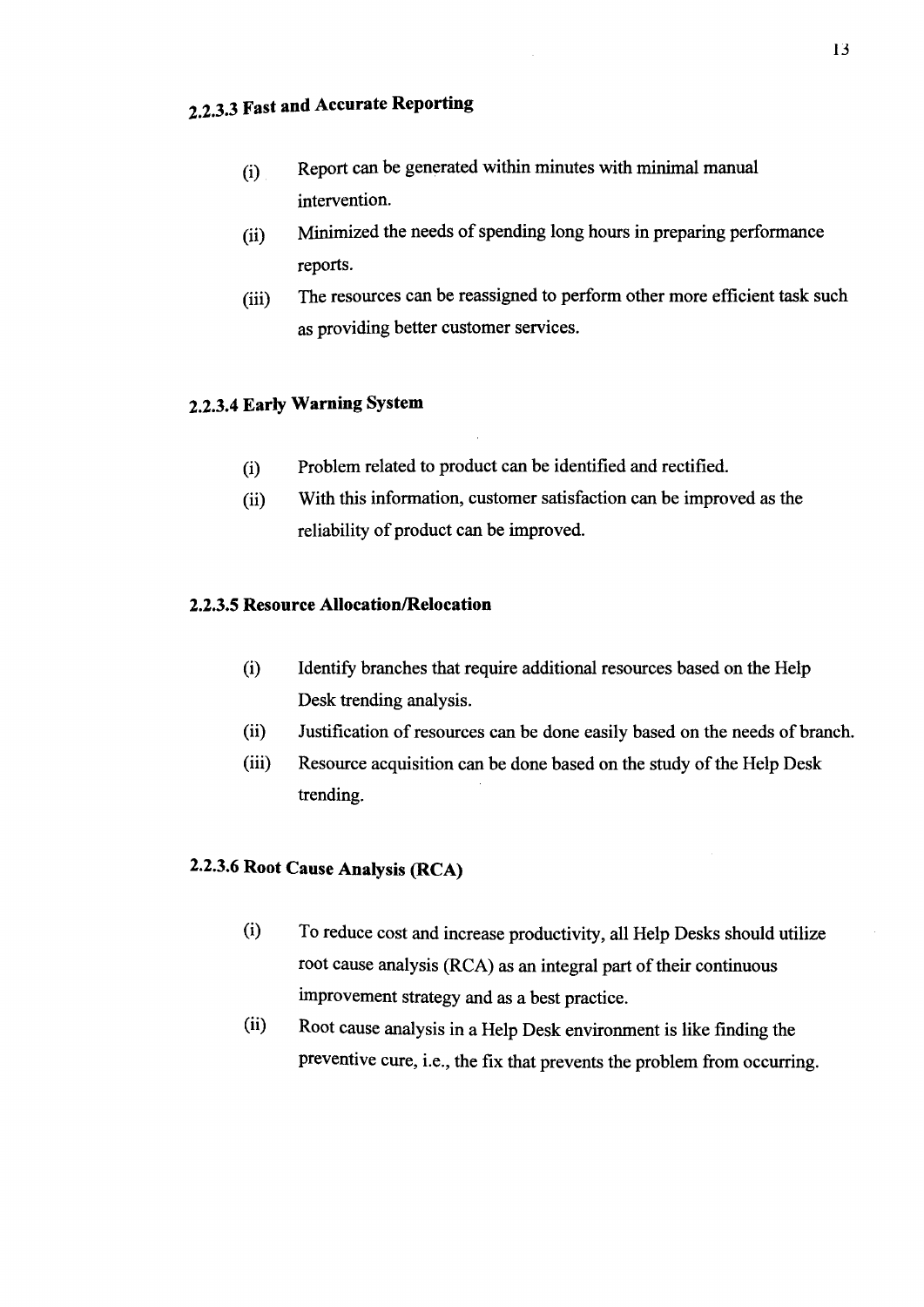#### 2.2.3.3 Fast and Accurate Reporting

(i) Report can be generated within minutes with minimal manual intervention.

(ii) Minimized the needs of spending long hours in preparing performance reports.

(iii) The resources can be reassigned to perform other more efficient task such as providing better customer services.

#### 2.2.3.4 Early Warning System

(i) Problem related to product can be identified and rectified.

(ii) With this information, customer satisfaction can be improved as the reliability of product can be improved.

#### 2.2.3.5 Resource Allocation/Relocation

(i) Identify branches that require additional resources based on the Help Desk trending analysis.

(ii) Justification of resources can be done easily based on the needs of branch.

(iii) Resource acquisition can be done based on the study of the Help Desk trending.

#### 2.2.3.6 Root Cause Analysis (RCA)

(i) To reduce cost and increase productivity, all Help Desks should utilize root cause analysis (RCA) as an integral part of their continuous improvement strategy and as a best practice.

(ii) Root cause analysis in a Help Desk environment is like finding the preventive cure, i.e., the fix that prevents the problem from occurring.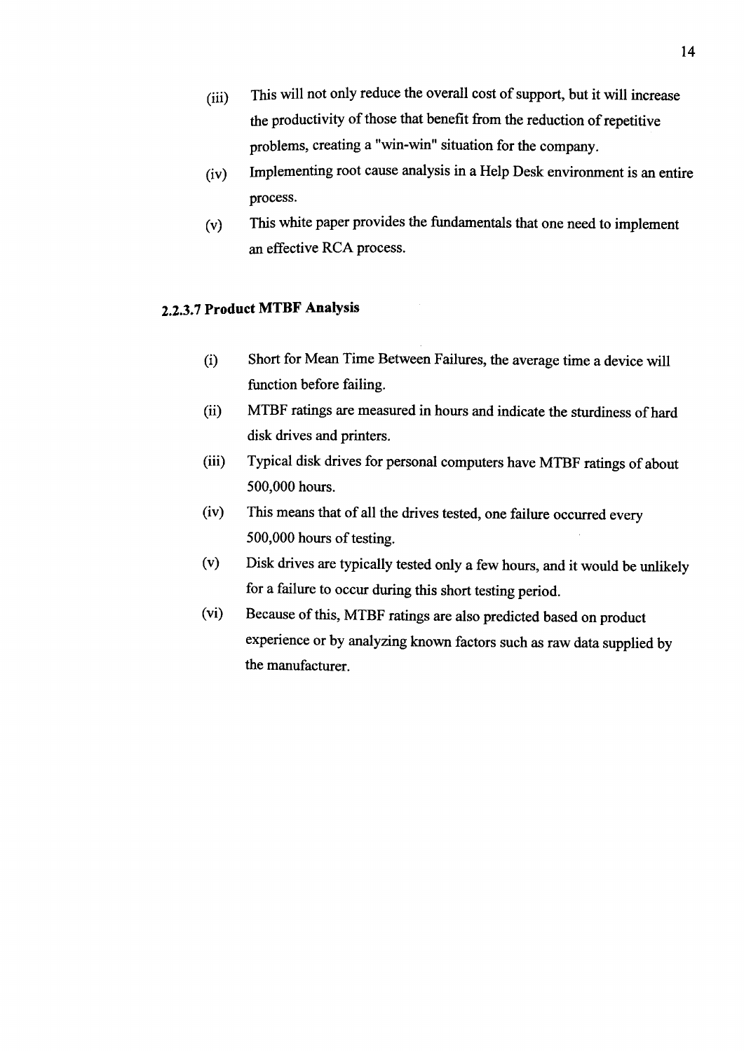(iii) This will not only reduce the overall cost of support, but it will increase the productivity of those that benefit from the reduction of repetitive problems, creating a "win-win" situation for the company.

(iv) Implementing root cause analysis in a Help Desk environment is an entire process.

(v) This white paper provides the fundamentals that one need to implement an effective RCA process.

#### 2.2.3.7 Product MTBF Analysis

(i) Short for Mean Time Between Failures, the average time a device will function before failing.

(ii) MTBF ratings are measured in hours and indicate the sturdiness of hard disk drives and printers.

(iii) Typical disk drives for personal computers have MTBF ratings of about 500,000 hours.

(iv) This means that of all the drives tested, one failure occurred every 500,000 hours of testing.

(v) Disk drives are typically tested only a few hours, and it would be unlikely for a failure to occur during this short testing period.

(vi) Because of this, MTBF ratings are also predicted based on product experience or by analyzing known factors such as raw data supplied by the manufacturer.